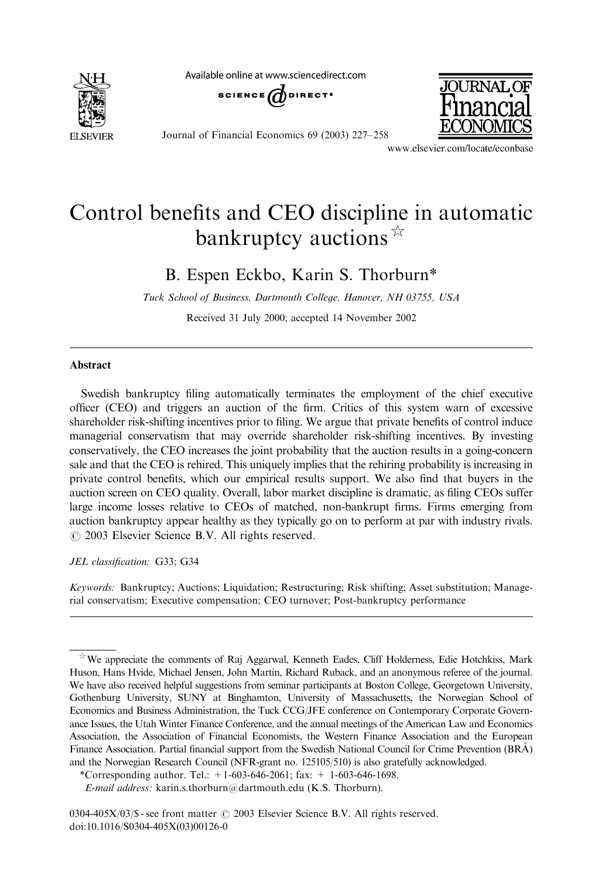# Control benefits and CEO discipline in automatic bankruptcy auctions☆

B. Espen Eckbo, Karin S. Thorburn*

*Tuck School of Business, Dartmouth College, Hanover, NH 03755, USA*

Received 31 July 2000; accepted 14 November 2002

## Abstract

Swedish bankruptcy filing automatically terminates the employment of the chief executive officer (CEO) and triggers an auction of the firm. Critics of this system warn of excessive shareholder risk-shifting incentives prior to filing. We argue that private benefits of control induce managerial conservatism that may override shareholder risk-shifting incentives. By investing conservatively, the CEO increases the joint probability that the auction results in a going-concern sale and that the CEO is rehired. This uniquely implies that the rehiring probability is increasing in private control benefits, which our empirical results support. We also find that buyers in the auction screen on CEO quality. Overall, labor market discipline is dramatic, as filing CEOs suffer large income losses relative to CEOs of matched, non-bankrupt firms. Firms emerging from auction bankruptcy appear healthy as they typically go on to perform at par with industry rivals.
© 2003 Elsevier Science B.V. All rights reserved.

*JEL classification:* G33; G34

*Keywords:* Bankruptcy; Auctions; Liquidation; Restructuring; Risk shifting; Asset substitution; Managerial conservatism; Executive compensation; CEO turnover; Post-bankruptcy performance

---

☆We appreciate the comments of Raj Aggarwal, Kenneth Eades, Cliff Holderness, Edie Hotchkiss, Mark Huson, Hans Hvide, Michael Jensen, John Martin, Richard Ruback, and an anonymous referee of the journal. We have also received helpful suggestions from seminar participants at Boston College, Georgetown University, Gothenburg University, SUNY at Binghamton, University of Massachusetts, the Norwegian School of Economics and Business Administration, the Tuck CCG/JFE conference on Contemporary Corporate Governance Issues, the Utah Winter Finance Conference, and the annual meetings of the American Law and Economics Association, the Association of Financial Economists, the Western Finance Association and the European Finance Association. Partial financial support from the Swedish National Council for Crime Prevention (BRÅ) and the Norwegian Research Council (NFR-grant no. 125105/510) is also gratefully acknowledged.

*Corresponding author. Tel.: +1-603-646-2061; fax: +1-603-646-1698.

*E-mail address:* karin.s.thorburn@dartmouth.edu (K.S. Thorburn).

0304-405X/03/$ - see front matter © 2003 Elsevier Science B.V. All rights reserved.
doi:10.1016/S0304-405X(03)00126-0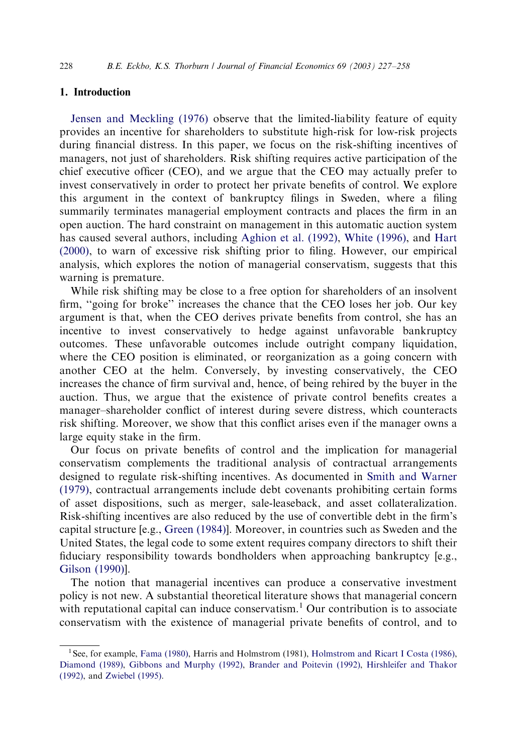## 1. Introduction

Jensen and Meckling (1976) observe that the limited-liability feature of equity provides an incentive for shareholders to substitute high-risk for low-risk projects during financial distress. In this paper, we focus on the risk-shifting incentives of managers, not just of shareholders. Risk shifting requires active participation of the chief executive officer (CEO), and we argue that the CEO may actually prefer to invest conservatively in order to protect her private benefits of control. We explore this argument in the context of bankruptcy filings in Sweden, where a filing summarily terminates managerial employment contracts and places the firm in an open auction. The hard constraint on management in this automatic auction system has caused several authors, including Aghion et al. (1992), White (1996), and Hart (2000), to warn of excessive risk shifting prior to filing. However, our empirical analysis, which explores the notion of managerial conservatism, suggests that this warning is premature.

While risk shifting may be close to a free option for shareholders of an insolvent firm, "going for broke" increases the chance that the CEO loses her job. Our key argument is that, when the CEO derives private benefits from control, she has an incentive to invest conservatively to hedge against unfavorable bankruptcy outcomes. These unfavorable outcomes include outright company liquidation, where the CEO position is eliminated, or reorganization as a going concern with another CEO at the helm. Conversely, by investing conservatively, the CEO increases the chance of firm survival and, hence, of being rehired by the buyer in the auction. Thus, we argue that the existence of private control benefits creates a manager–shareholder conflict of interest during severe distress, which counteracts risk shifting. Moreover, we show that this conflict arises even if the manager owns a large equity stake in the firm.

Our focus on private benefits of control and the implication for managerial conservatism complements the traditional analysis of contractual arrangements designed to regulate risk-shifting incentives. As documented in Smith and Warner (1979), contractual arrangements include debt covenants prohibiting certain forms of asset dispositions, such as merger, sale-leaseback, and asset collateralization. Risk-shifting incentives are also reduced by the use of convertible debt in the firm's capital structure [e.g., Green (1984)]. Moreover, in countries such as Sweden and the United States, the legal code to some extent requires company directors to shift their fiduciary responsibility towards bondholders when approaching bankruptcy [e.g., Gilson (1990)].

The notion that managerial incentives can produce a conservative investment policy is not new. A substantial theoretical literature shows that managerial concern with reputational capital can induce conservatism.[1] Our contribution is to associate conservatism with the existence of managerial private benefits of control, and to

[1] See, for example, Fama (1980), Harris and Holmstrom (1981), Holmstrom and Ricart I Costa (1986), Diamond (1989), Gibbons and Murphy (1992), Brander and Poitevin (1992), Hirshleifer and Thakor (1992), and Zwiebel (1995).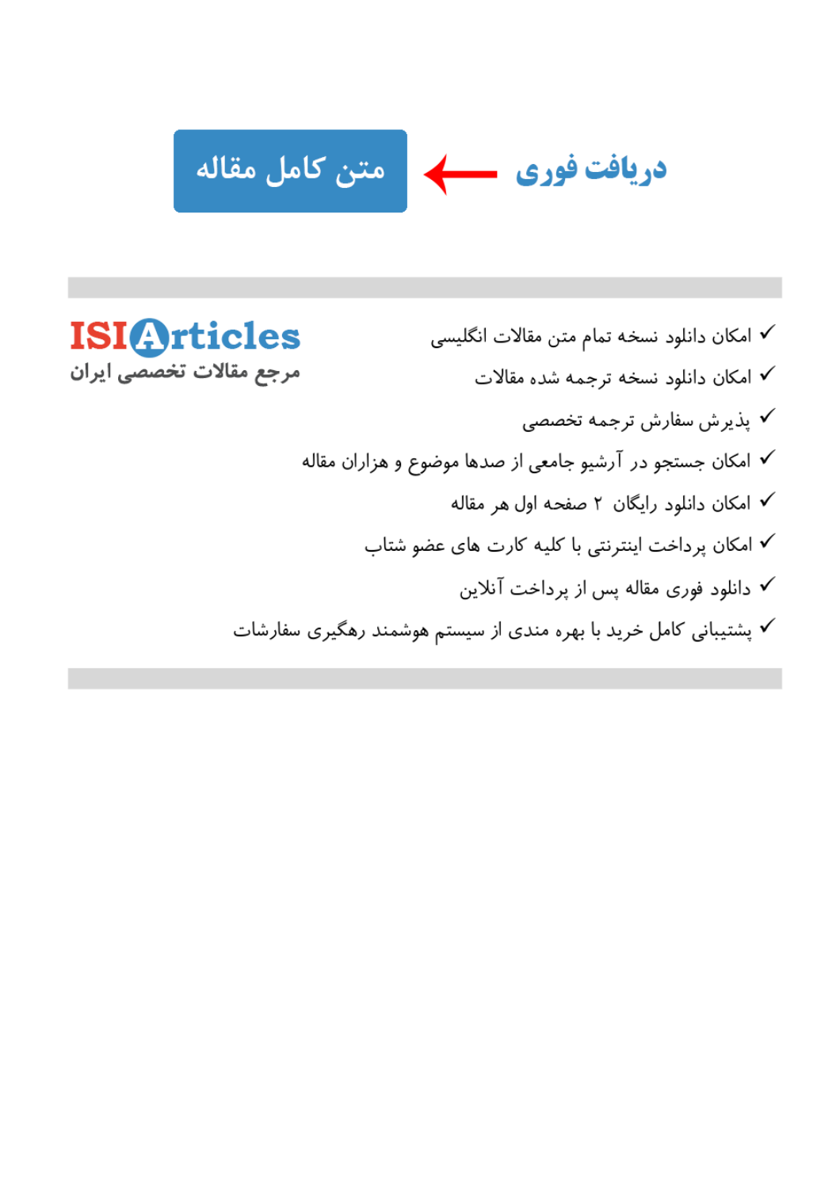دریافت فوری ← **متن کامل مقاله**

**ISIArticles**
مرجع مقالات تخصصی ایران

- ✓ امکان دانلود نسخه تمام متن مقالات انگلیسی
- ✓ امکان دانلود نسخه ترجمه شده مقالات
- ✓ پذیرش سفارش ترجمه تخصصی
- ✓ امکان جستجو در آرشیو جامعی از صدها موضوع و هزاران مقاله
- ✓ امکان دانلود رایگان ۲ صفحه اول هر مقاله
- ✓ امکان پرداخت اینترنتی با کلیه کارت های عضو شتاب
- ✓ دانلود فوری مقاله پس از پرداخت آنلاین
- ✓ پشتیبانی کامل خرید با بهره مندی از سیستم هوشمند رهگیری سفارشات